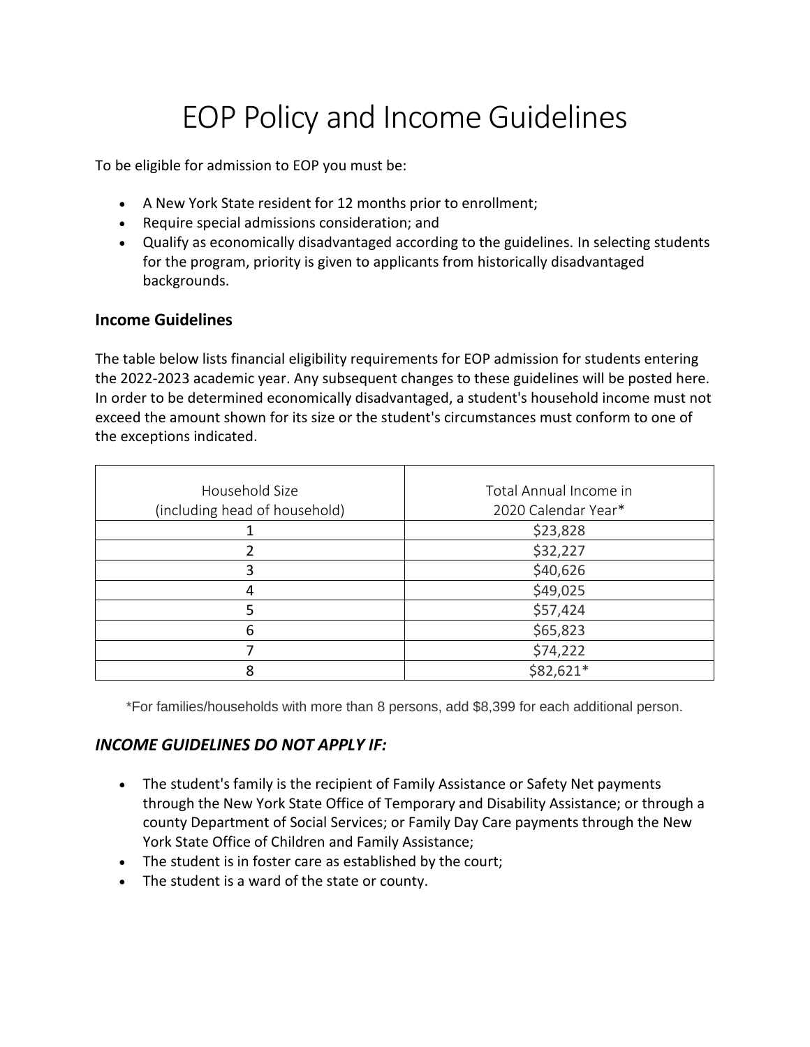# EOP Policy and Income Guidelines

To be eligible for admission to EOP you must be:

- A New York State resident for 12 months prior to enrollment;
- Require special admissions consideration; and
- Qualify as economically disadvantaged according to the guidelines. In selecting students for the program, priority is given to applicants from historically disadvantaged backgrounds.

### Income Guidelines

The table below lists financial eligibility requirements for EOP admission for students entering the 2022-2023 academic year. Any subsequent changes to these guidelines will be posted here. In order to be determined economically disadvantaged, a student's household income must not exceed the amount shown for its size or the student's circumstances must conform to one of the exceptions indicated.

| Household Size (including head of household) | Total Annual Income in 2020 Calendar Year* |
|---|---|
| 1 | $23,828 |
| 2 | $32,227 |
| 3 | $40,626 |
| 4 | $49,025 |
| 5 | $57,424 |
| 6 | $65,823 |
| 7 | $74,222 |
| 8 | $82,621* |

*For families/households with more than 8 persons, add $8,399 for each additional person.

### *INCOME GUIDELINES DO NOT APPLY IF:*

- The student's family is the recipient of Family Assistance or Safety Net payments through the New York State Office of Temporary and Disability Assistance; or through a county Department of Social Services; or Family Day Care payments through the New York State Office of Children and Family Assistance;
- The student is in foster care as established by the court;
- The student is a ward of the state or county.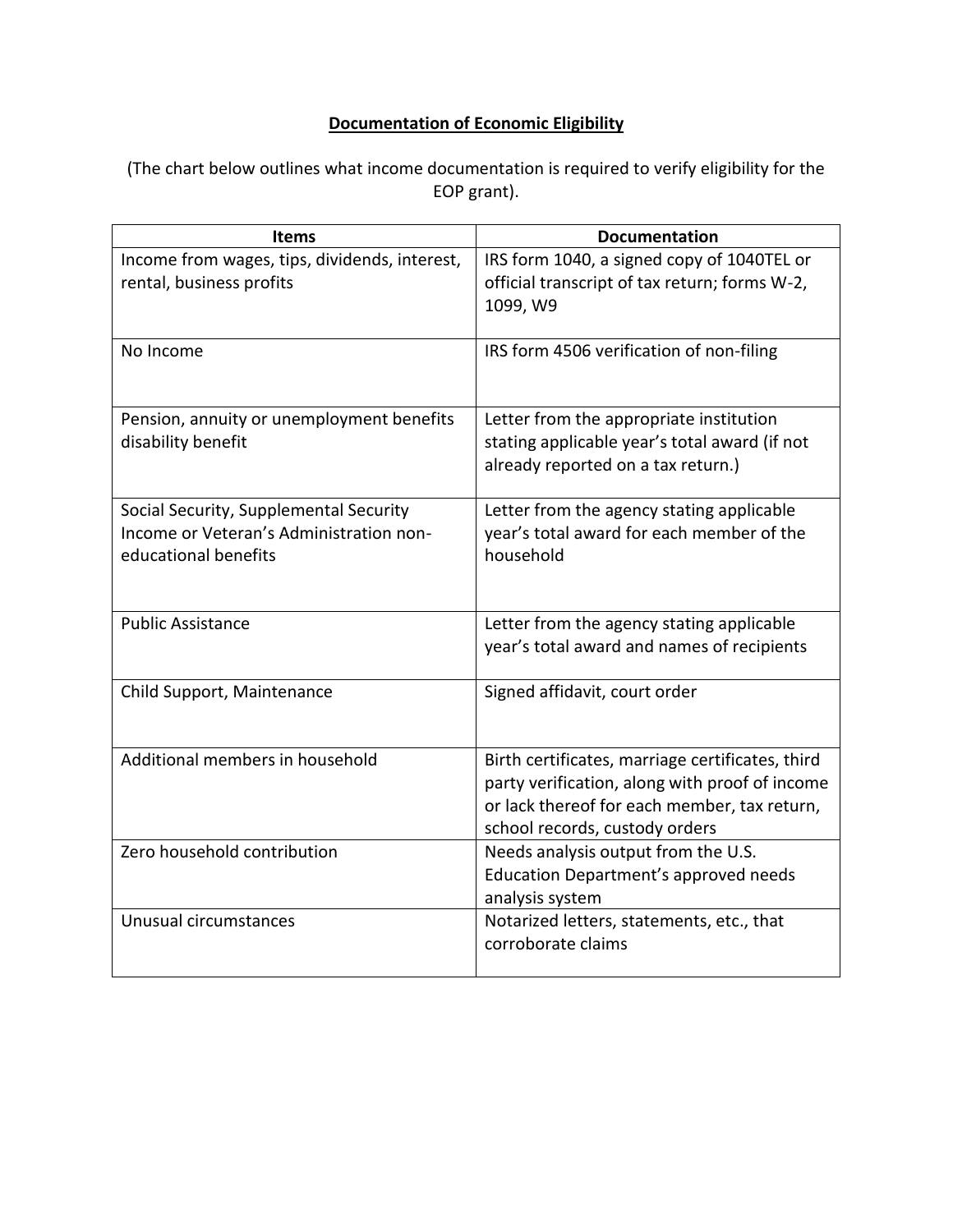**Documentation of Economic Eligibility**

(The chart below outlines what income documentation is required to verify eligibility for the EOP grant).

| Items | Documentation |
|---|---|
| Income from wages, tips, dividends, interest, rental, business profits | IRS form 1040, a signed copy of 1040TEL or official transcript of tax return; forms W-2, 1099, W9 |
| No Income | IRS form 4506 verification of non-filing |
| Pension, annuity or unemployment benefits disability benefit | Letter from the appropriate institution stating applicable year's total award (if not already reported on a tax return.) |
| Social Security, Supplemental Security Income or Veteran's Administration non-educational benefits | Letter from the agency stating applicable year's total award for each member of the household |
| Public Assistance | Letter from the agency stating applicable year's total award and names of recipients |
| Child Support, Maintenance | Signed affidavit, court order |
| Additional members in household | Birth certificates, marriage certificates, third party verification, along with proof of income or lack thereof for each member, tax return, school records, custody orders |
| Zero household contribution | Needs analysis output from the U.S. Education Department's approved needs analysis system |
| Unusual circumstances | Notarized letters, statements, etc., that corroborate claims |